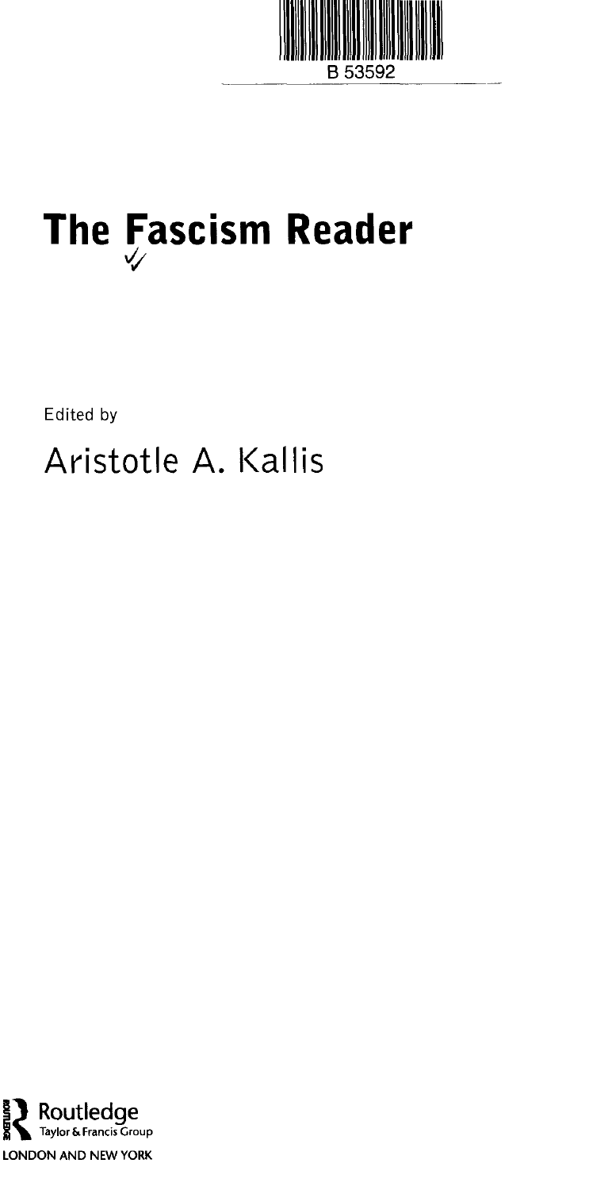B 53592

# The Fascism Reader

Edited by

## Aristotle A. Kallis

Routledge
Taylor & Francis Group

LONDON AND NEW YORK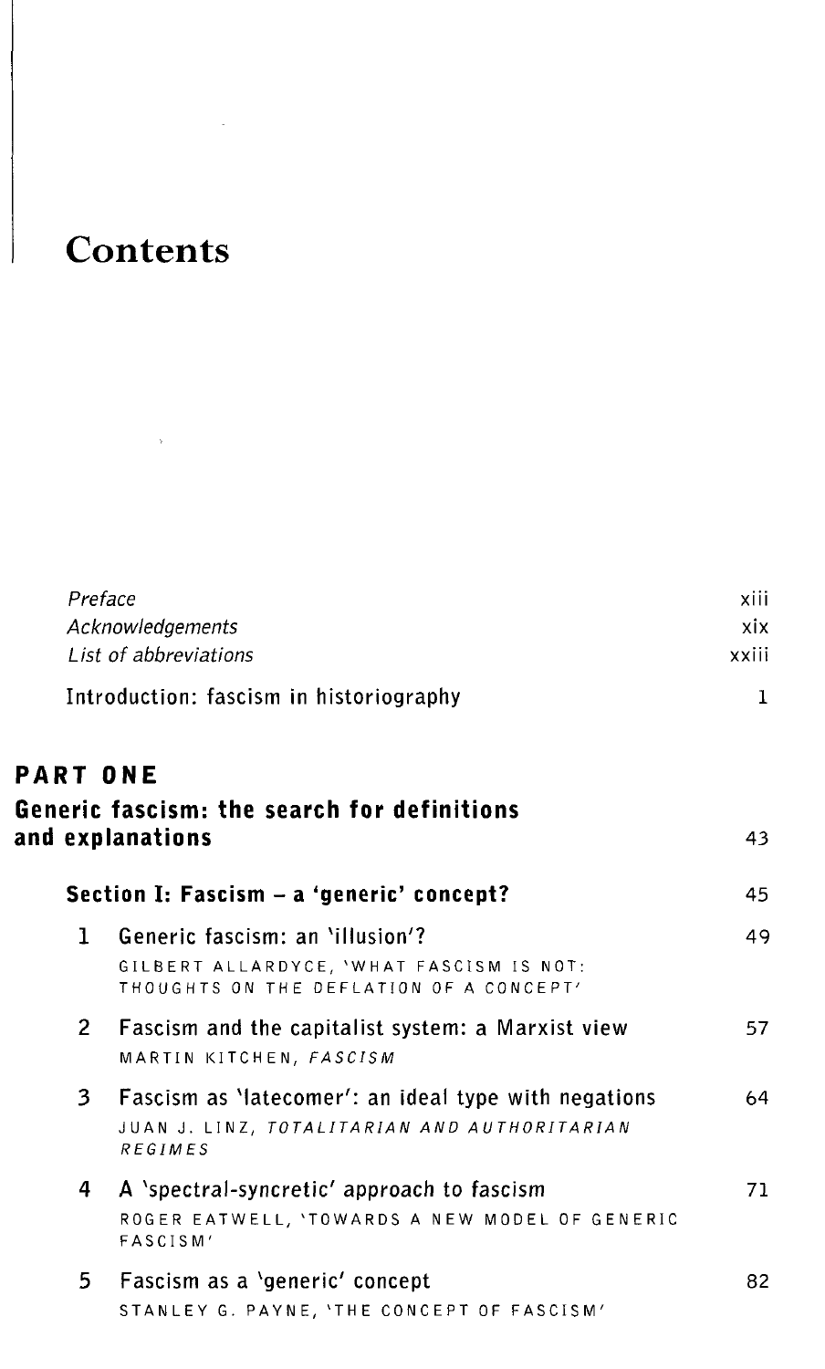# Contents

| | |
|---|---|
| *Preface* | xiii |
| *Acknowledgements* | xix |
| *List of abbreviations* | xxiii |
| Introduction: fascism in historiography | 1 |

## PART ONE

## Generic fascism: the search for definitions and explanations — 43

### Section I: Fascism – a 'generic' concept? — 45

1. Generic fascism: an 'illusion'? — 49
   GILBERT ALLARDYCE, 'WHAT FASCISM IS NOT: THOUGHTS ON THE DEFLATION OF A CONCEPT'

2. Fascism and the capitalist system: a Marxist view — 57
   MARTIN KITCHEN, *FASCISM*

3. Fascism as 'latecomer': an ideal type with negations — 64
   JUAN J. LINZ, *TOTALITARIAN AND AUTHORITARIAN REGIMES*

4. A 'spectral-syncretic' approach to fascism — 71
   ROGER EATWELL, 'TOWARDS A NEW MODEL OF GENERIC FASCISM'

5. Fascism as a 'generic' concept — 82
   STANLEY G. PAYNE, 'THE CONCEPT OF FASCISM'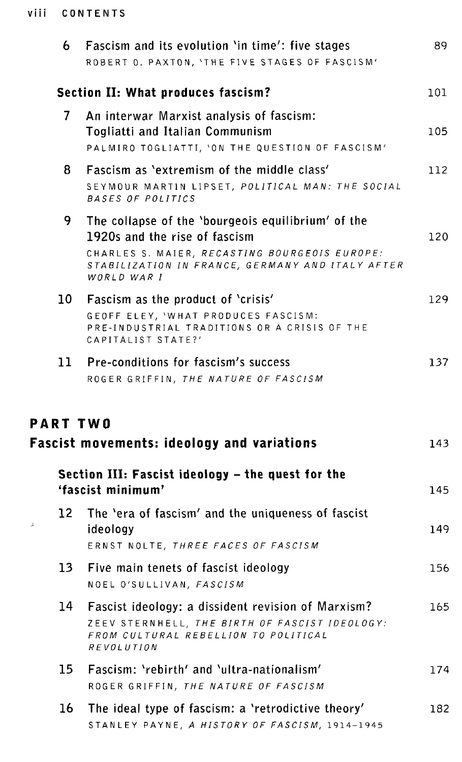6 Fascism and its evolution 'in time': five stages — 89
ROBERT O. PAXTON, 'THE FIVE STAGES OF FASCISM'

**Section II: What produces fascism?** — 101

7 An interwar Marxist analysis of fascism: Togliatti and Italian Communism — 105
PALMIRO TOGLIATTI, 'ON THE QUESTION OF FASCISM'

8 Fascism as 'extremism of the middle class' — 112
SEYMOUR MARTIN LIPSET, *POLITICAL MAN: THE SOCIAL BASES OF POLITICS*

9 The collapse of the 'bourgeois equilibrium' of the 1920s and the rise of fascism — 120
CHARLES S. MAIER, *RECASTING BOURGEOIS EUROPE: STABILIZATION IN FRANCE, GERMANY AND ITALY AFTER WORLD WAR I*

10 Fascism as the product of 'crisis' — 129
GEOFF ELEY, 'WHAT PRODUCES FASCISM: PRE-INDUSTRIAL TRADITIONS OR A CRISIS OF THE CAPITALIST STATE?'

11 Pre-conditions for fascism's success — 137
ROGER GRIFFIN, *THE NATURE OF FASCISM*

## PART TWO
## Fascist movements: ideology and variations — 143

**Section III: Fascist ideology – the quest for the 'fascist minimum'** — 145

12 The 'era of fascism' and the uniqueness of fascist ideology — 149
ERNST NOLTE, *THREE FACES OF FASCISM*

13 Five main tenets of fascist ideology — 156
NOEL O'SULLIVAN, *FASCISM*

14 Fascist ideology: a dissident revision of Marxism? — 165
ZEEV STERNHELL, *THE BIRTH OF FASCIST IDEOLOGY: FROM CULTURAL REBELLION TO POLITICAL REVOLUTION*

15 Fascism: 'rebirth' and 'ultra-nationalism' — 174
ROGER GRIFFIN, *THE NATURE OF FASCISM*

16 The ideal type of fascism: a 'retrodictive theory' — 182
STANLEY PAYNE, *A HISTORY OF FASCISM*, 1914–1945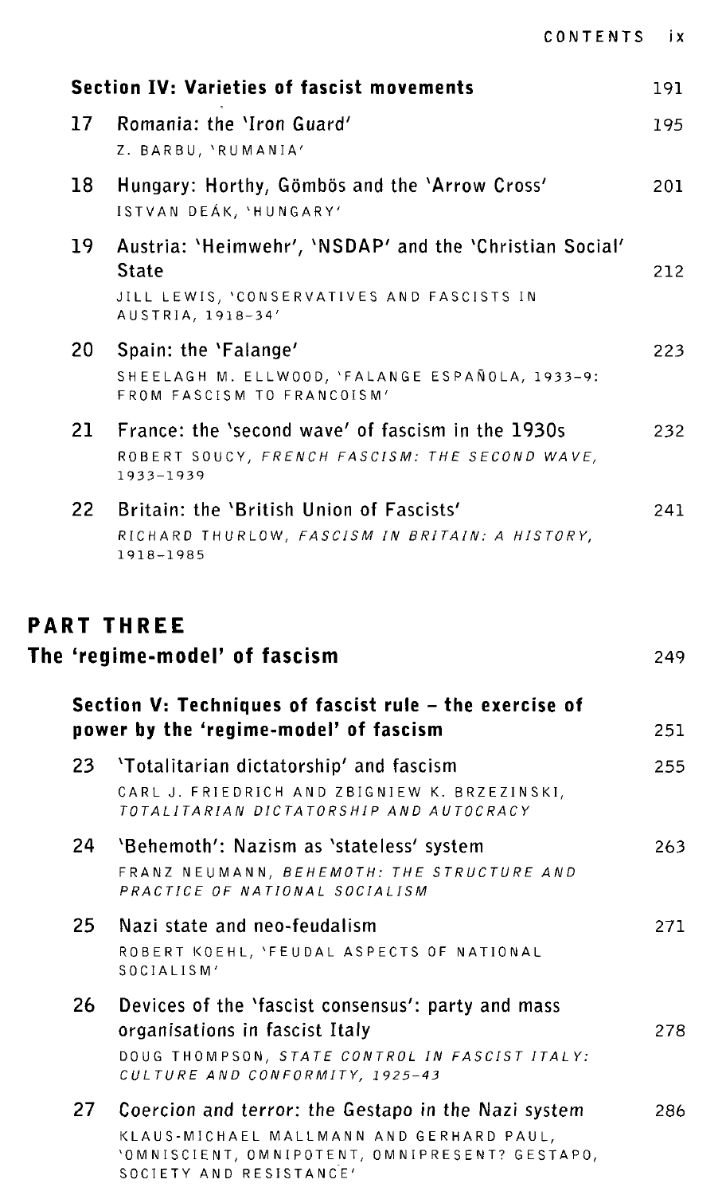| | | |
|---|---|---|
| | **Section IV: Varieties of fascist movements** | 191 |
| 17 | Romania: the 'Iron Guard'<br>Z. BARBU, 'RUMANIA' | 195 |
| 18 | Hungary: Horthy, Gömbös and the 'Arrow Cross'<br>ISTVAN DEÁK, 'HUNGARY' | 201 |
| 19 | Austria: 'Heimwehr', 'NSDAP' and the 'Christian Social' State<br>JILL LEWIS, 'CONSERVATIVES AND FASCISTS IN AUSTRIA, 1918–34' | 212 |
| 20 | Spain: the 'Falange'<br>SHEELAGH M. ELLWOOD, 'FALANGE ESPAÑOLA, 1933–9: FROM FASCISM TO FRANCOISM' | 223 |
| 21 | France: the 'second wave' of fascism in the 1930s<br>ROBERT SOUCY, *FRENCH FASCISM: THE SECOND WAVE, 1933–1939* | 232 |
| 22 | Britain: the 'British Union of Fascists'<br>RICHARD THURLOW, *FASCISM IN BRITAIN: A HISTORY, 1918–1985* | 241 |

## PART THREE
## The 'regime-model' of fascism — 249

| | | |
|---|---|---|
| | **Section V: Techniques of fascist rule – the exercise of power by the 'regime-model' of fascism** | 251 |
| 23 | 'Totalitarian dictatorship' and fascism<br>CARL J. FRIEDRICH AND ZBIGNIEW K. BRZEZINSKI, *TOTALITARIAN DICTATORSHIP AND AUTOCRACY* | 255 |
| 24 | 'Behemoth': Nazism as 'stateless' system<br>FRANZ NEUMANN, *BEHEMOTH: THE STRUCTURE AND PRACTICE OF NATIONAL SOCIALISM* | 263 |
| 25 | Nazi state and neo-feudalism<br>ROBERT KOEHL, 'FEUDAL ASPECTS OF NATIONAL SOCIALISM' | 271 |
| 26 | Devices of the 'fascist consensus': party and mass organisations in fascist Italy<br>DOUG THOMPSON, *STATE CONTROL IN FASCIST ITALY: CULTURE AND CONFORMITY, 1925–43* | 278 |
| 27 | Coercion and terror: the Gestapo in the Nazi system<br>KLAUS-MICHAEL MALLMANN AND GERHARD PAUL, 'OMNISCIENT, OMNIPOTENT, OMNIPRESENT? GESTAPO, SOCIETY AND RESISTANCE' | 286 |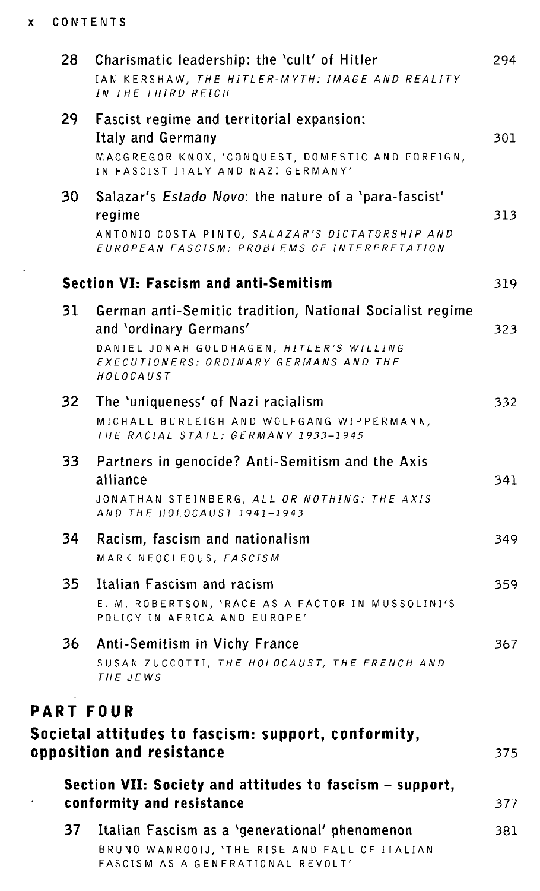| | | |
|---|---|---|
| 28 | Charismatic leadership: the 'cult' of Hitler<br>IAN KERSHAW, *THE HITLER-MYTH: IMAGE AND REALITY IN THE THIRD REICH* | 294 |
| 29 | Fascist regime and territorial expansion: Italy and Germany<br>MACGREGOR KNOX, 'CONQUEST, DOMESTIC AND FOREIGN, IN FASCIST ITALY AND NAZI GERMANY' | 301 |
| 30 | Salazar's *Estado Novo*: the nature of a 'para-fascist' regime<br>ANTONIO COSTA PINTO, *SALAZAR'S DICTATORSHIP AND EUROPEAN FASCISM: PROBLEMS OF INTERPRETATION* | 313 |

**Section VI: Fascism and anti-Semitism** 319

| | | |
|---|---|---|
| 31 | German anti-Semitic tradition, National Socialist regime and 'ordinary Germans'<br>DANIEL JONAH GOLDHAGEN, *HITLER'S WILLING EXECUTIONERS: ORDINARY GERMANS AND THE HOLOCAUST* | 323 |
| 32 | The 'uniqueness' of Nazi racialism<br>MICHAEL BURLEIGH AND WOLFGANG WIPPERMANN, *THE RACIAL STATE: GERMANY 1933–1945* | 332 |
| 33 | Partners in genocide? Anti-Semitism and the Axis alliance<br>JONATHAN STEINBERG, *ALL OR NOTHING: THE AXIS AND THE HOLOCAUST 1941–1943* | 341 |
| 34 | Racism, fascism and nationalism<br>MARK NEOCLEOUS, *FASCISM* | 349 |
| 35 | Italian Fascism and racism<br>E. M. ROBERTSON, 'RACE AS A FACTOR IN MUSSOLINI'S POLICY IN AFRICA AND EUROPE' | 359 |
| 36 | Anti-Semitism in Vichy France<br>SUSAN ZUCCOTTI, *THE HOLOCAUST, THE FRENCH AND THE JEWS* | 367 |

## PART FOUR

## Societal attitudes to fascism: support, conformity, opposition and resistance 375

**Section VII: Society and attitudes to fascism – support, conformity and resistance** 377

| | | |
|---|---|---|
| 37 | Italian Fascism as a 'generational' phenomenon<br>BRUNO WANROOIJ, 'THE RISE AND FALL OF ITALIAN FASCISM AS A GENERATIONAL REVOLT' | 381 |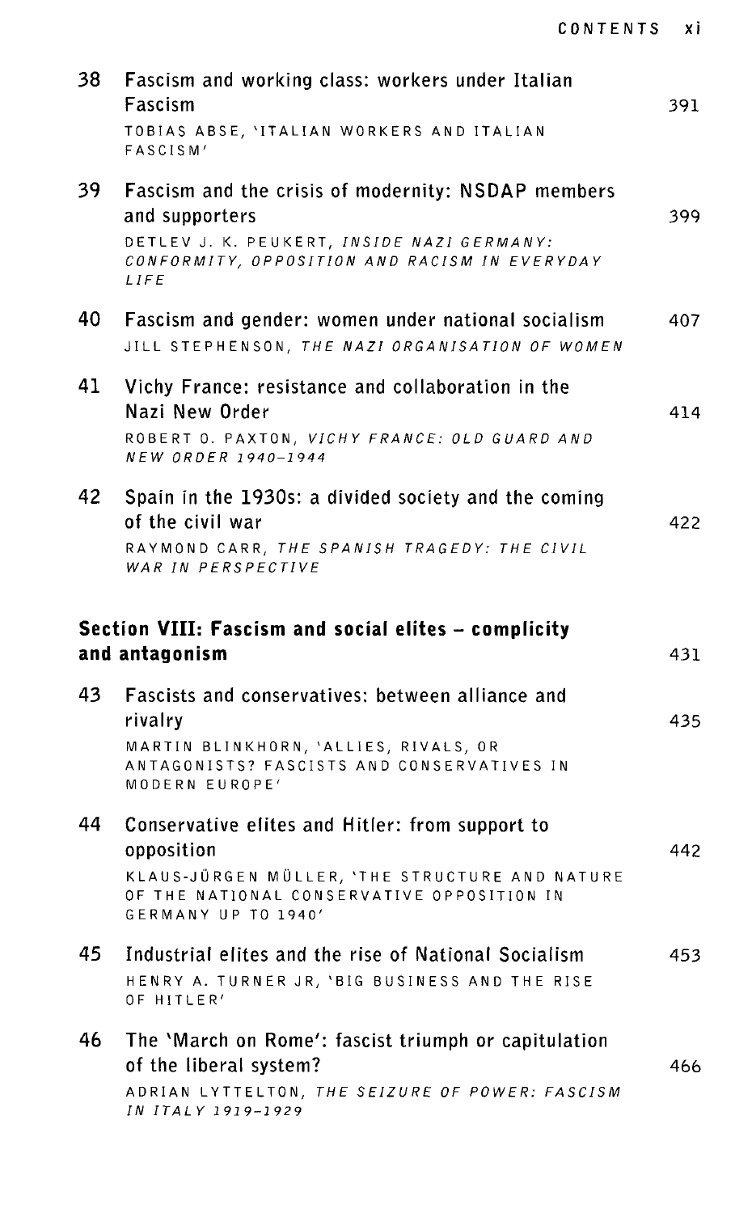38 **Fascism and working class: workers under Italian Fascism** 391
TOBIAS ABSE, 'ITALIAN WORKERS AND ITALIAN FASCISM'

39 **Fascism and the crisis of modernity: NSDAP members and supporters** 399
DETLEV J. K. PEUKERT, *INSIDE NAZI GERMANY: CONFORMITY, OPPOSITION AND RACISM IN EVERYDAY LIFE*

40 **Fascism and gender: women under national socialism** 407
JILL STEPHENSON, *THE NAZI ORGANISATION OF WOMEN*

41 **Vichy France: resistance and collaboration in the Nazi New Order** 414
ROBERT O. PAXTON, *VICHY FRANCE: OLD GUARD AND NEW ORDER 1940–1944*

42 **Spain in the 1930s: a divided society and the coming of the civil war** 422
RAYMOND CARR, *THE SPANISH TRAGEDY: THE CIVIL WAR IN PERSPECTIVE*

## Section VIII: Fascism and social elites – complicity and antagonism 431

43 **Fascists and conservatives: between alliance and rivalry** 435
MARTIN BLINKHORN, 'ALLIES, RIVALS, OR ANTAGONISTS? FASCISTS AND CONSERVATIVES IN MODERN EUROPE'

44 **Conservative elites and Hitler: from support to opposition** 442
KLAUS-JÜRGEN MÜLLER, 'THE STRUCTURE AND NATURE OF THE NATIONAL CONSERVATIVE OPPOSITION IN GERMANY UP TO 1940'

45 **Industrial elites and the rise of National Socialism** 453
HENRY A. TURNER JR, 'BIG BUSINESS AND THE RISE OF HITLER'

46 **The 'March on Rome': fascist triumph or capitulation of the liberal system?** 466
ADRIAN LYTTELTON, *THE SEIZURE OF POWER: FASCISM IN ITALY 1919–1929*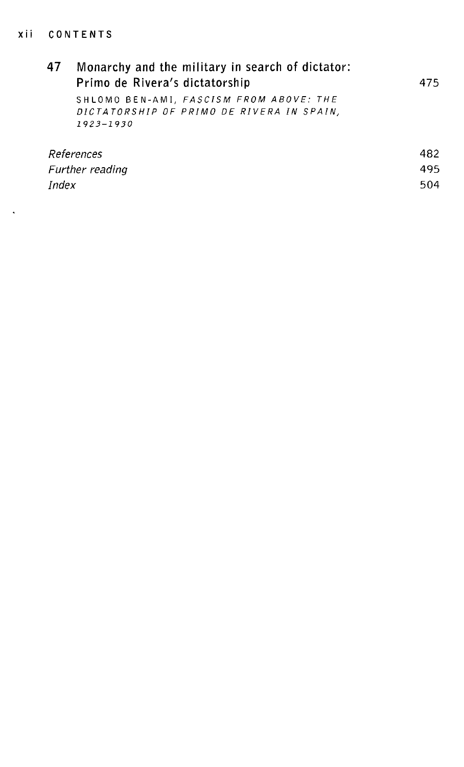**47 Monarchy and the military in search of dictator: Primo de Rivera's dictatorship** 475

SHLOMO BEN-AMI, *FASCISM FROM ABOVE: THE DICTATORSHIP OF PRIMO DE RIVERA IN SPAIN, 1923–1930*

*References* 482

*Further reading* 495

*Index* 504